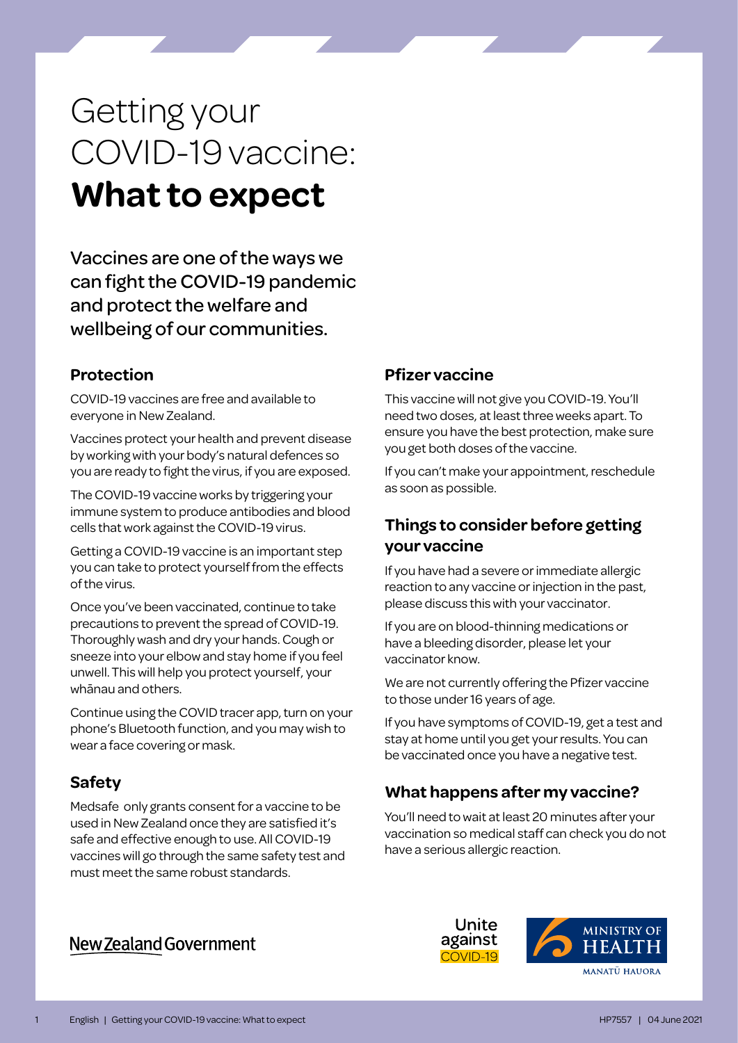# Getting your COVID-19 vaccine: **What to expect**

Vaccines are one of the ways we can fight the COVID-19 pandemic and protect the welfare and wellbeing of our communities.

## Protection

COVID-19 vaccines are free and available to everyone in New Zealand.

Vaccines protect your health and prevent disease by working with your body's natural defences so you are ready to fight the virus, if you are exposed.

The COVID-19 vaccine works by triggering your immune system to produce antibodies and blood cells that work against the COVID-19 virus.

Getting a COVID-19 vaccine is an important step you can take to protect yourself from the effects of the virus.

Once you've been vaccinated, continue to take precautions to prevent the spread of COVID-19. Thoroughly wash and dry your hands. Cough or sneeze into your elbow and stay home if you feel unwell. This will help you protect yourself, your whānau and others.

Continue using the COVID tracer app, turn on your phone's Bluetooth function, and you may wish to wear a face covering or mask.

## Safety

Medsafe only grants consent for a vaccine to be used in New Zealand once they are satisfied it's safe and effective enough to use. All COVID-19 vaccines will go through the same safety test and must meet the same robust standards.

## Pfizer vaccine

This vaccine will not give you COVID-19. You'll need two doses, at least three weeks apart. To ensure you have the best protection, make sure you get both doses of the vaccine.

If you can't make your appointment, reschedule as soon as possible.

## Things to consider before getting your vaccine

If you have had a severe or immediate allergic reaction to any vaccine or injection in the past, please discuss this with your vaccinator.

If you are on blood-thinning medications or have a bleeding disorder, please let your vaccinator know.

We are not currently offering the Pfizer vaccine to those under 16 years of age.

If you have symptoms of COVID-19, get a test and stay at home until you get your results. You can be vaccinated once you have a negative test.

## What happens after my vaccine?

You'll need to wait at least 20 minutes after your vaccination so medical staff can check you do not have a serious allergic reaction.

New Zealand Government

Unite against COVID-19

MINISTRY OF HEALTH
MANATŪ HAUORA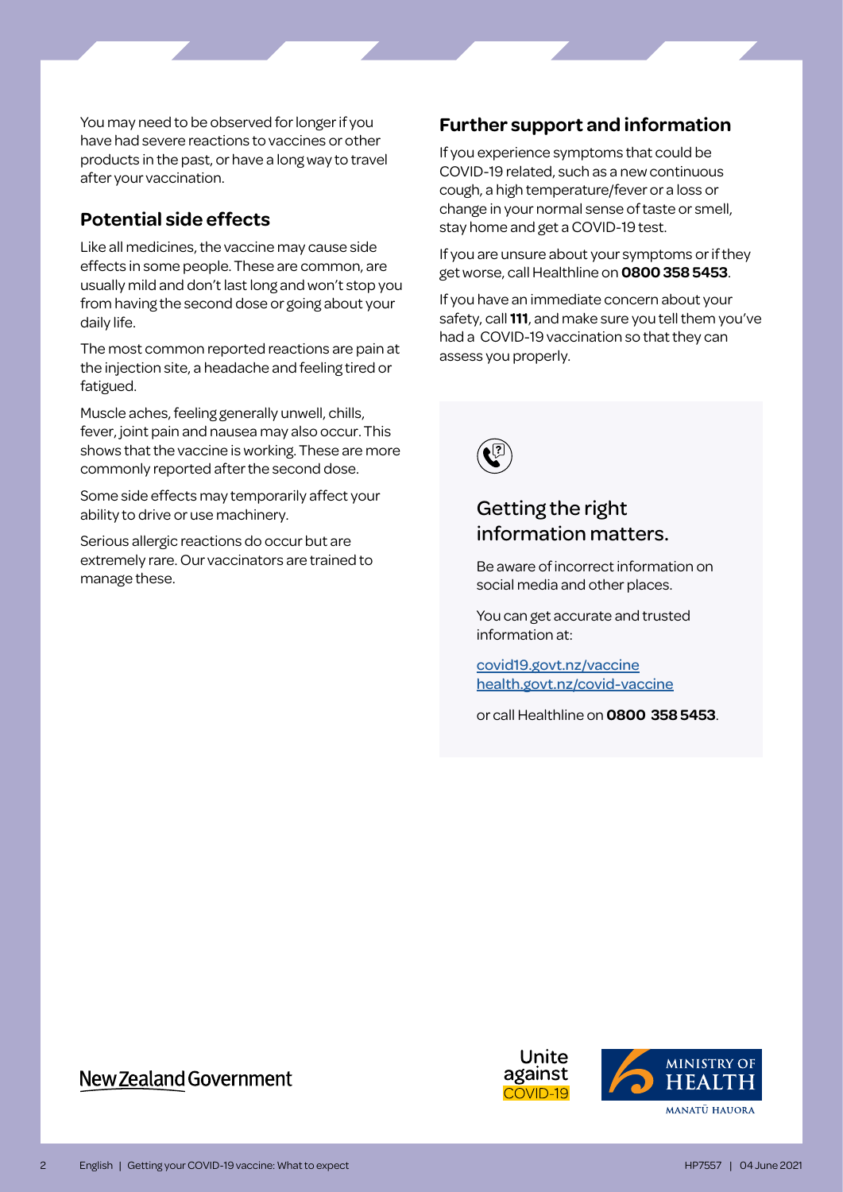You may need to be observed for longer if you have had severe reactions to vaccines or other products in the past, or have a long way to travel after your vaccination.

## Potential side effects

Like all medicines, the vaccine may cause side effects in some people. These are common, are usually mild and don't last long and won't stop you from having the second dose or going about your daily life.

The most common reported reactions are pain at the injection site, a headache and feeling tired or fatigued.

Muscle aches, feeling generally unwell, chills, fever, joint pain and nausea may also occur. This shows that the vaccine is working. These are more commonly reported after the second dose.

Some side effects may temporarily affect your ability to drive or use machinery.

Serious allergic reactions do occur but are extremely rare. Our vaccinators are trained to manage these.

## Further support and information

If you experience symptoms that could be COVID-19 related, such as a new continuous cough, a high temperature/fever or a loss or change in your normal sense of taste or smell, stay home and get a COVID-19 test.

If you are unsure about your symptoms or if they get worse, call Healthline on **0800 358 5453**.

If you have an immediate concern about your safety, call **111**, and make sure you tell them you've had a COVID-19 vaccination so that they can assess you properly.

### Getting the right information matters.

Be aware of incorrect information on social media and other places.

You can get accurate and trusted information at:

covid19.govt.nz/vaccine
health.govt.nz/covid-vaccine

or call Healthline on **0800 358 5453**.

New Zealand Government

Unite against COVID-19

MINISTRY OF HEALTH
MANATŪ HAUORA

English | Getting your COVID-19 vaccine: What to expect

HP7557 | 04 June 2021